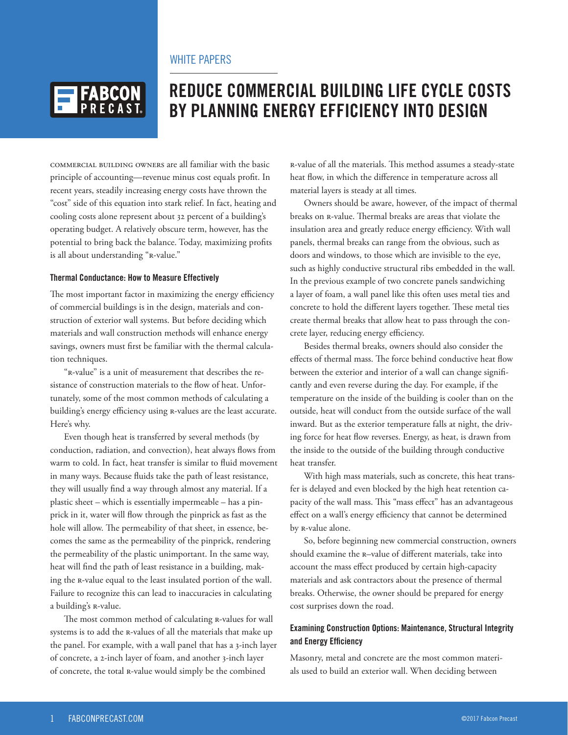WHITE PAPERS

# REDUCE COMMERCIAL BUILDING LIFE CYCLE COSTS BY PLANNING ENERGY EFFICIENCY INTO DESIGN

COMMERCIAL BUILDING OWNERS are all familiar with the basic principle of accounting—revenue minus cost equals profit. In recent years, steadily increasing energy costs have thrown the "cost" side of this equation into stark relief. In fact, heating and cooling costs alone represent about 32 percent of a building's operating budget. A relatively obscure term, however, has the potential to bring back the balance. Today, maximizing profits is all about understanding "R-value."

### Thermal Conductance: How to Measure Effectively

The most important factor in maximizing the energy efficiency of commercial buildings is in the design, materials and construction of exterior wall systems. But before deciding which materials and wall construction methods will enhance energy savings, owners must first be familiar with the thermal calculation techniques.

"R-value" is a unit of measurement that describes the resistance of construction materials to the flow of heat. Unfortunately, some of the most common methods of calculating a building's energy efficiency using R-values are the least accurate. Here's why.

Even though heat is transferred by several methods (by conduction, radiation, and convection), heat always flows from warm to cold. In fact, heat transfer is similar to fluid movement in many ways. Because fluids take the path of least resistance, they will usually find a way through almost any material. If a plastic sheet – which is essentially impermeable – has a pinprick in it, water will flow through the pinprick as fast as the hole will allow. The permeability of that sheet, in essence, becomes the same as the permeability of the pinprick, rendering the permeability of the plastic unimportant. In the same way, heat will find the path of least resistance in a building, making the R-value equal to the least insulated portion of the wall. Failure to recognize this can lead to inaccuracies in calculating a building's R-value.

The most common method of calculating R-values for wall systems is to add the R-values of all the materials that make up the panel. For example, with a wall panel that has a 3-inch layer of concrete, a 2-inch layer of foam, and another 3-inch layer of concrete, the total R-value would simply be the combined R-value of all the materials. This method assumes a steady-state heat flow, in which the difference in temperature across all material layers is steady at all times.

Owners should be aware, however, of the impact of thermal breaks on R-value. Thermal breaks are areas that violate the insulation area and greatly reduce energy efficiency. With wall panels, thermal breaks can range from the obvious, such as doors and windows, to those which are invisible to the eye, such as highly conductive structural ribs embedded in the wall. In the previous example of two concrete panels sandwiching a layer of foam, a wall panel like this often uses metal ties and concrete to hold the different layers together. These metal ties create thermal breaks that allow heat to pass through the concrete layer, reducing energy efficiency.

Besides thermal breaks, owners should also consider the effects of thermal mass. The force behind conductive heat flow between the exterior and interior of a wall can change significantly and even reverse during the day. For example, if the temperature on the inside of the building is cooler than on the outside, heat will conduct from the outside surface of the wall inward. But as the exterior temperature falls at night, the driving force for heat flow reverses. Energy, as heat, is drawn from the inside to the outside of the building through conductive heat transfer.

With high mass materials, such as concrete, this heat transfer is delayed and even blocked by the high heat retention capacity of the wall mass. This "mass effect" has an advantageous effect on a wall's energy efficiency that cannot be determined by R-value alone.

So, before beginning new commercial construction, owners should examine the R–value of different materials, take into account the mass effect produced by certain high-capacity materials and ask contractors about the presence of thermal breaks. Otherwise, the owner should be prepared for energy cost surprises down the road.

### Examining Construction Options: Maintenance, Structural Integrity and Energy Efficiency

Masonry, metal and concrete are the most common materials used to build an exterior wall. When deciding between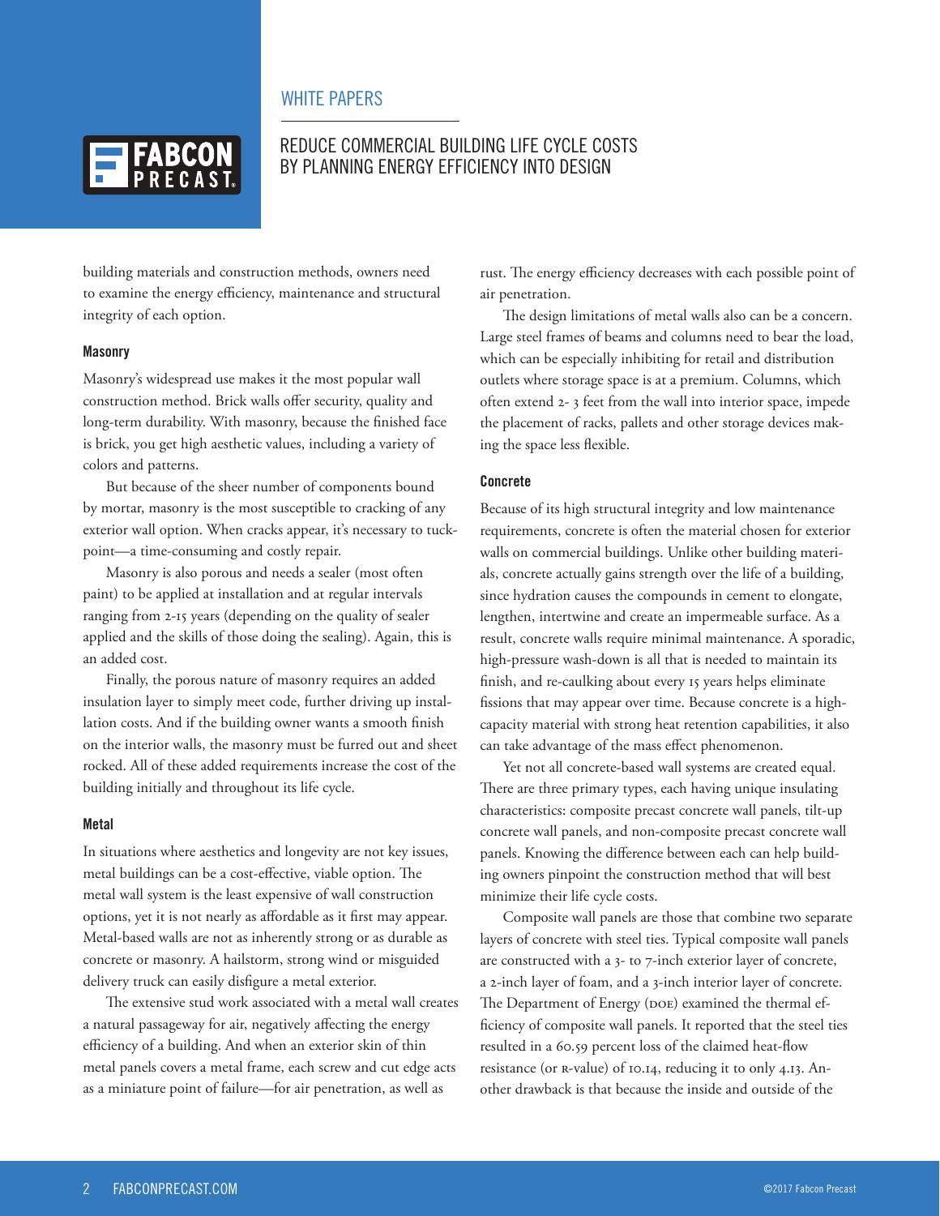building materials and construction methods, owners need to examine the energy efficiency, maintenance and structural integrity of each option.

### Masonry

Masonry's widespread use makes it the most popular wall construction method. Brick walls offer security, quality and long-term durability. With masonry, because the finished face is brick, you get high aesthetic values, including a variety of colors and patterns.

But because of the sheer number of components bound by mortar, masonry is the most susceptible to cracking of any exterior wall option. When cracks appear, it's necessary to tuck-point—a time-consuming and costly repair.

Masonry is also porous and needs a sealer (most often paint) to be applied at installation and at regular intervals ranging from 2-15 years (depending on the quality of sealer applied and the skills of those doing the sealing). Again, this is an added cost.

Finally, the porous nature of masonry requires an added insulation layer to simply meet code, further driving up installation costs. And if the building owner wants a smooth finish on the interior walls, the masonry must be furred out and sheet rocked. All of these added requirements increase the cost of the building initially and throughout its life cycle.

### Metal

In situations where aesthetics and longevity are not key issues, metal buildings can be a cost-effective, viable option. The metal wall system is the least expensive of wall construction options, yet it is not nearly as affordable as it first may appear. Metal-based walls are not as inherently strong or as durable as concrete or masonry. A hailstorm, strong wind or misguided delivery truck can easily disfigure a metal exterior.

The extensive stud work associated with a metal wall creates a natural passageway for air, negatively affecting the energy efficiency of a building. And when an exterior skin of thin metal panels covers a metal frame, each screw and cut edge acts as a miniature point of failure—for air penetration, as well as rust. The energy efficiency decreases with each possible point of air penetration.

The design limitations of metal walls also can be a concern. Large steel frames of beams and columns need to bear the load, which can be especially inhibiting for retail and distribution outlets where storage space is at a premium. Columns, which often extend 2- 3 feet from the wall into interior space, impede the placement of racks, pallets and other storage devices making the space less flexible.

### Concrete

Because of its high structural integrity and low maintenance requirements, concrete is often the material chosen for exterior walls on commercial buildings. Unlike other building materials, concrete actually gains strength over the life of a building, since hydration causes the compounds in cement to elongate, lengthen, intertwine and create an impermeable surface. As a result, concrete walls require minimal maintenance. A sporadic, high-pressure wash-down is all that is needed to maintain its finish, and re-caulking about every 15 years helps eliminate fissions that may appear over time. Because concrete is a high-capacity material with strong heat retention capabilities, it also can take advantage of the mass effect phenomenon.

Yet not all concrete-based wall systems are created equal. There are three primary types, each having unique insulating characteristics: composite precast concrete wall panels, tilt-up concrete wall panels, and non-composite precast concrete wall panels. Knowing the difference between each can help building owners pinpoint the construction method that will best minimize their life cycle costs.

Composite wall panels are those that combine two separate layers of concrete with steel ties. Typical composite wall panels are constructed with a 3- to 7-inch exterior layer of concrete, a 2-inch layer of foam, and a 3-inch interior layer of concrete. The Department of Energy (DOE) examined the thermal efficiency of composite wall panels. It reported that the steel ties resulted in a 60.59 percent loss of the claimed heat-flow resistance (or R-value) of 10.14, reducing it to only 4.13. Another drawback is that because the inside and outside of the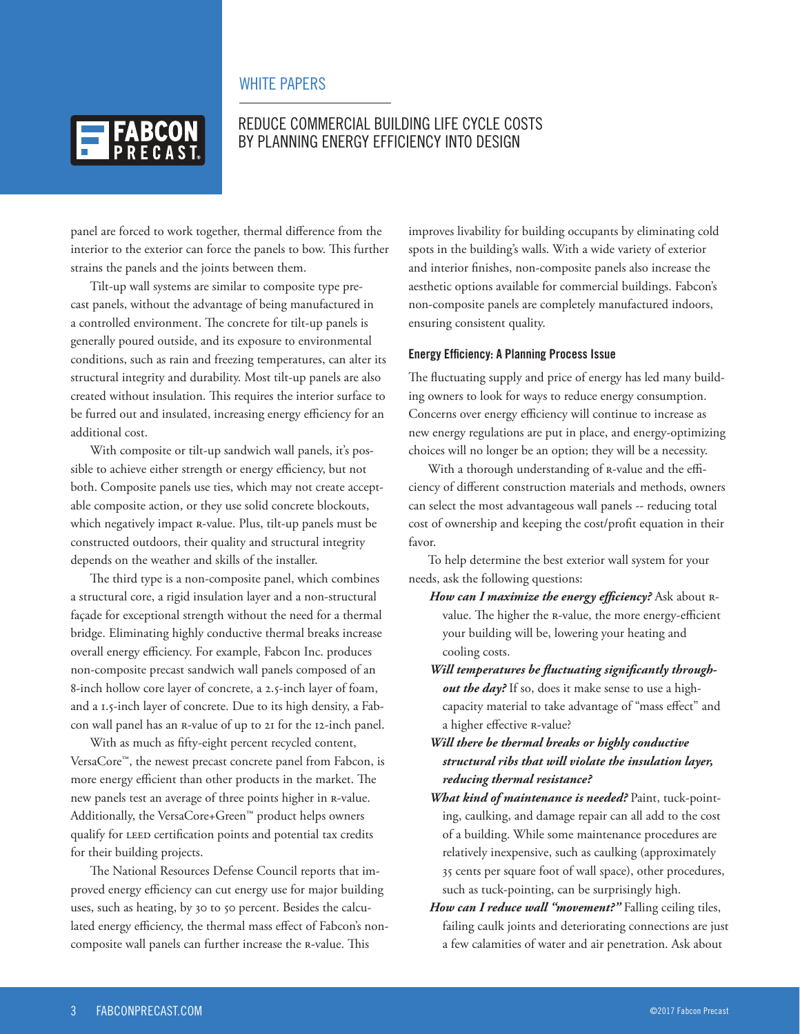panel are forced to work together, thermal difference from the interior to the exterior can force the panels to bow. This further strains the panels and the joints between them.

Tilt-up wall systems are similar to composite type precast panels, without the advantage of being manufactured in a controlled environment. The concrete for tilt-up panels is generally poured outside, and its exposure to environmental conditions, such as rain and freezing temperatures, can alter its structural integrity and durability. Most tilt-up panels are also created without insulation. This requires the interior surface to be furred out and insulated, increasing energy efficiency for an additional cost.

With composite or tilt-up sandwich wall panels, it's possible to achieve either strength or energy efficiency, but not both. Composite panels use ties, which may not create acceptable composite action, or they use solid concrete blockouts, which negatively impact R-value. Plus, tilt-up panels must be constructed outdoors, their quality and structural integrity depends on the weather and skills of the installer.

The third type is a non-composite panel, which combines a structural core, a rigid insulation layer and a non-structural façade for exceptional strength without the need for a thermal bridge. Eliminating highly conductive thermal breaks increase overall energy efficiency. For example, Fabcon Inc. produces non-composite precast sandwich wall panels composed of an 8-inch hollow core layer of concrete, a 2.5-inch layer of foam, and a 1.5-inch layer of concrete. Due to its high density, a Fabcon wall panel has an R-value of up to 21 for the 12-inch panel.

With as much as fifty-eight percent recycled content, VersaCore™, the newest precast concrete panel from Fabcon, is more energy efficient than other products in the market. The new panels test an average of three points higher in R-value. Additionally, the VersaCore+Green™ product helps owners qualify for LEED certification points and potential tax credits for their building projects.

The National Resources Defense Council reports that improved energy efficiency can cut energy use for major building uses, such as heating, by 30 to 50 percent. Besides the calculated energy efficiency, the thermal mass effect of Fabcon's non-composite wall panels can further increase the R-value. This improves livability for building occupants by eliminating cold spots in the building's walls. With a wide variety of exterior and interior finishes, non-composite panels also increase the aesthetic options available for commercial buildings. Fabcon's non-composite panels are completely manufactured indoors, ensuring consistent quality.

### Energy Efficiency: A Planning Process Issue

The fluctuating supply and price of energy has led many building owners to look for ways to reduce energy consumption. Concerns over energy efficiency will continue to increase as new energy regulations are put in place, and energy-optimizing choices will no longer be an option; they will be a necessity.

With a thorough understanding of R-value and the efficiency of different construction materials and methods, owners can select the most advantageous wall panels -- reducing total cost of ownership and keeping the cost/profit equation in their favor.

To help determine the best exterior wall system for your needs, ask the following questions:

- ***How can I maximize the energy efficiency?*** Ask about R-value. The higher the R-value, the more energy-efficient your building will be, lowering your heating and cooling costs.
- ***Will temperatures be fluctuating significantly throughout the day?*** If so, does it make sense to use a high-capacity material to take advantage of "mass effect" and a higher effective R-value?
- ***Will there be thermal breaks or highly conductive structural ribs that will violate the insulation layer, reducing thermal resistance?***
- ***What kind of maintenance is needed?*** Paint, tuck-pointing, caulking, and damage repair can all add to the cost of a building. While some maintenance procedures are relatively inexpensive, such as caulking (approximately 35 cents per square foot of wall space), other procedures, such as tuck-pointing, can be surprisingly high.
- ***How can I reduce wall "movement?"*** Falling ceiling tiles, failing caulk joints and deteriorating connections are just a few calamities of water and air penetration. Ask about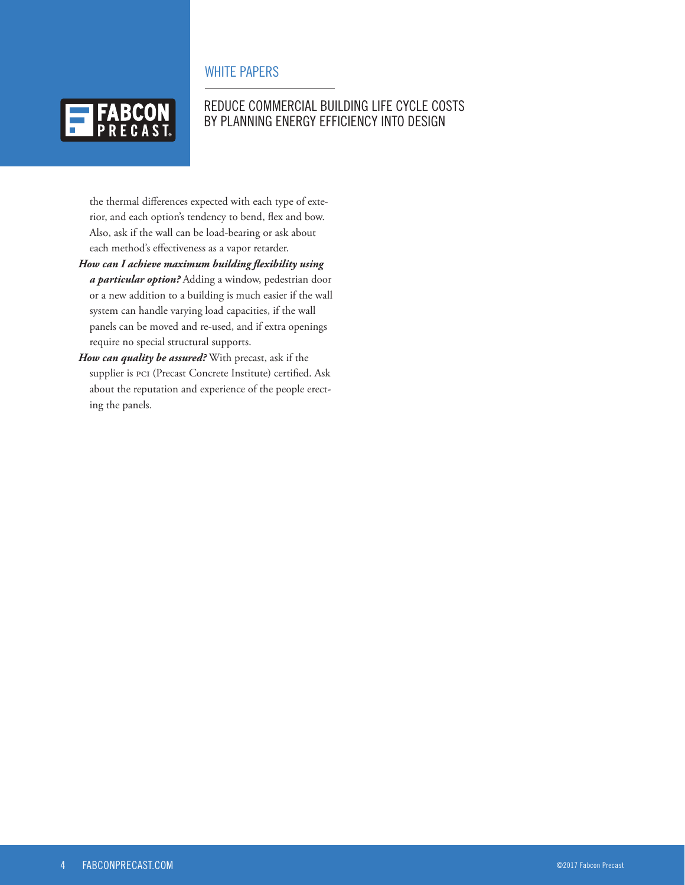the thermal differences expected with each type of exterior, and each option's tendency to bend, flex and bow. Also, ask if the wall can be load-bearing or ask about each method's effectiveness as a vapor retarder.

***How can I achieve maximum building flexibility using a particular option?*** Adding a window, pedestrian door or a new addition to a building is much easier if the wall system can handle varying load capacities, if the wall panels can be moved and re-used, and if extra openings require no special structural supports.

***How can quality be assured?*** With precast, ask if the supplier is PCI (Precast Concrete Institute) certified. Ask about the reputation and experience of the people erecting the panels.